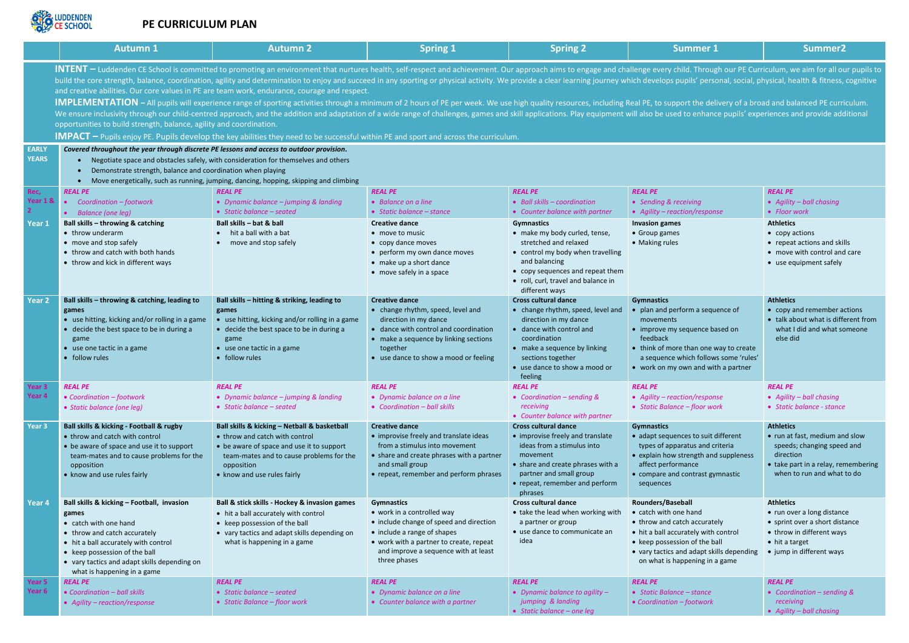# LUDDENDEN CE SCHOOL

## PE CURRICULUM PLAN

**INTENT –** Luddenden CE School is committed to promoting an environment that nurtures health, self-respect and achievement. Our approach aims to engage and challenge every child. Through our PE Curriculum, we aim for all our pupils to build the core strength, balance, coordination, agility and determination to enjoy and succeed in any sporting or physical activity. We provide a clear learning journey which develops pupils' personal, social, physical, health & fitness, cognitive and creative abilities. Our core values in PE are team work, endurance, courage and respect.

**IMPLEMENTATION –** All pupils will experience range of sporting activities through a minimum of 2 hours of PE per week. We use high quality resources, including Real PE, to support the delivery of a broad and balanced PE curriculum. We ensure inclusivity through our child-centred approach, and the addition and adaptation of a wide range of challenges, games and skill applications. Play equipment will also be used to enhance pupils' experiences and provide additional opportunities to build strength, balance, agility and coordination.

**IMPACT –** Pupils enjoy PE. Pupils develop the key abilities they need to be successful within PE and sport and across the curriculum.

**EARLY YEARS**

*Covered throughout the year through discrete PE lessons and access to outdoor provision.*

- Negotiate space and obstacles safely, with consideration for themselves and others
- Demonstrate strength, balance and coordination when playing
- Move energetically, such as running, jumping, dancing, hopping, skipping and climbing

| | Autumn 1 | Autumn 2 | Spring 1 | Spring 2 | Summer 1 | Summer2 |
|---|---|---|---|---|---|---|
| **Rec, Year 1 & 2** | *REAL PE*<br>• *Coordination – footwork*<br>• *Balance (one leg)* | *REAL PE*<br>• *Dynamic balance – jumping & landing*<br>• *Static balance – seated* | *REAL PE*<br>• *Balance on a line*<br>• *Static balance – stance* | *REAL PE*<br>• *Ball skills – coordination*<br>• *Counter balance with partner* | *REAL PE*<br>• *Sending & receiving*<br>• *Agility – reaction/response* | *REAL PE*<br>• *Agility – ball chasing*<br>• *Floor work* |
| **Year 1** | **Ball skills – throwing & catching**<br>• throw underarm<br>• move and stop safely<br>• throw and catch with both hands<br>• throw and kick in different ways | **Ball skills – bat & ball**<br>• hit a ball with a bat<br>• move and stop safely | **Creative dance**<br>• move to music<br>• copy dance moves<br>• perform my own dance moves<br>• make up a short dance<br>• move safely in a space | **Gymnastics**<br>• make my body curled, tense, stretched and relaxed<br>• control my body when travelling and balancing<br>• copy sequences and repeat them<br>• roll, curl, travel and balance in different ways | **Invasion games**<br>• Group games<br>• Making rules | **Athletics**<br>• copy actions<br>• repeat actions and skills<br>• move with control and care<br>• use equipment safely |
| **Year 2** | **Ball skills – throwing & catching, leading to games**<br>• use hitting, kicking and/or rolling in a game<br>• decide the best space to be in during a game<br>• use one tactic in a game<br>• follow rules | **Ball skills – hitting & striking, leading to games**<br>• use hitting, kicking and/or rolling in a game<br>• decide the best space to be in during a game<br>• use one tactic in a game<br>• follow rules | **Creative dance**<br>• change rhythm, speed, level and direction in my dance<br>• dance with control and coordination<br>• make a sequence by linking sections together<br>• use dance to show a mood or feeling | **Cross cultural dance**<br>• change rhythm, speed, level and direction in my dance<br>• dance with control and coordination<br>• make a sequence by linking sections together<br>• use dance to show a mood or feeling | **Gymnastics**<br>• plan and perform a sequence of movements<br>• improve my sequence based on feedback<br>• think of more than one way to create a sequence which follows some 'rules'<br>• work on my own and with a partner | **Athletics**<br>• copy and remember actions<br>• talk about what is different from what I did and what someone else did |
| **Year 3 Year 4** | *REAL PE*<br>• *Coordination – footwork*<br>• *Static balance (one leg)* | *REAL PE*<br>• *Dynamic balance – jumping & landing*<br>• *Static balance – seated* | *REAL PE*<br>• *Dynamic balance on a line*<br>• *Coordination – ball skills* | *REAL PE*<br>• *Coordination – sending & receiving*<br>• *Counter balance with partner* | *REAL PE*<br>• *Agility – reaction/response*<br>• *Static Balance – floor work* | *REAL PE*<br>• *Agility – ball chasing*<br>• *Static balance - stance* |
| **Year 3** | **Ball skills & kicking - Football & rugby**<br>• throw and catch with control<br>• be aware of space and use it to support team-mates and to cause problems for the opposition<br>• know and use rules fairly | **Ball skills & kicking – Netball & basketball**<br>• throw and catch with control<br>• be aware of space and use it to support team-mates and to cause problems for the opposition<br>• know and use rules fairly | **Creative dance**<br>• improvise freely and translate ideas from a stimulus into movement<br>• share and create phrases with a partner and small group<br>• repeat, remember and perform phrases | **Cross cultural dance**<br>• improvise freely and translate ideas from a stimulus into movement<br>• share and create phrases with a partner and small group<br>• repeat, remember and perform phrases | **Gymnastics**<br>• adapt sequences to suit different types of apparatus and criteria<br>• explain how strength and suppleness affect performance<br>• compare and contrast gymnastic sequences | **Athletics**<br>• run at fast, medium and slow speeds; changing speed and direction<br>• take part in a relay, remembering when to run and what to do |
| **Year 4** | **Ball skills & kicking – Football, invasion games**<br>• catch with one hand<br>• throw and catch accurately<br>• hit a ball accurately with control<br>• keep possession of the ball<br>• vary tactics and adapt skills depending on what is happening in a game | **Ball & stick skills - Hockey & invasion games**<br>• hit a ball accurately with control<br>• keep possession of the ball<br>• vary tactics and adapt skills depending on what is happening in a game | **Gymnastics**<br>• work in a controlled way<br>• include change of speed and direction<br>• include a range of shapes<br>• work with a partner to create, repeat and improve a sequence with at least three phases | **Cross cultural dance**<br>• take the lead when working with a partner or group<br>• use dance to communicate an idea | **Rounders/Baseball**<br>• catch with one hand<br>• throw and catch accurately<br>• hit a ball accurately with control<br>• keep possession of the ball<br>• vary tactics and adapt skills depending on what is happening in a game | **Athletics**<br>• run over a long distance<br>• sprint over a short distance<br>• throw in different ways<br>• hit a target<br>• jump in different ways |
| **Year 5 Year 6** | *REAL PE*<br>• *Coordination – ball skills*<br>• *Agility – reaction/response* | *REAL PE*<br>• *Static balance – seated*<br>• *Static Balance – floor work* | *REAL PE*<br>• *Dynamic balance on a line*<br>• *Counter balance with a partner* | *REAL PE*<br>• *Dynamic balance to agility – jumping & landing*<br>• *Static balance – one leg* | *REAL PE*<br>• *Static Balance – stance*<br>• *Coordination – footwork* | *REAL PE*<br>• *Coordination – sending & receiving*<br>• *Agility – ball chasing* |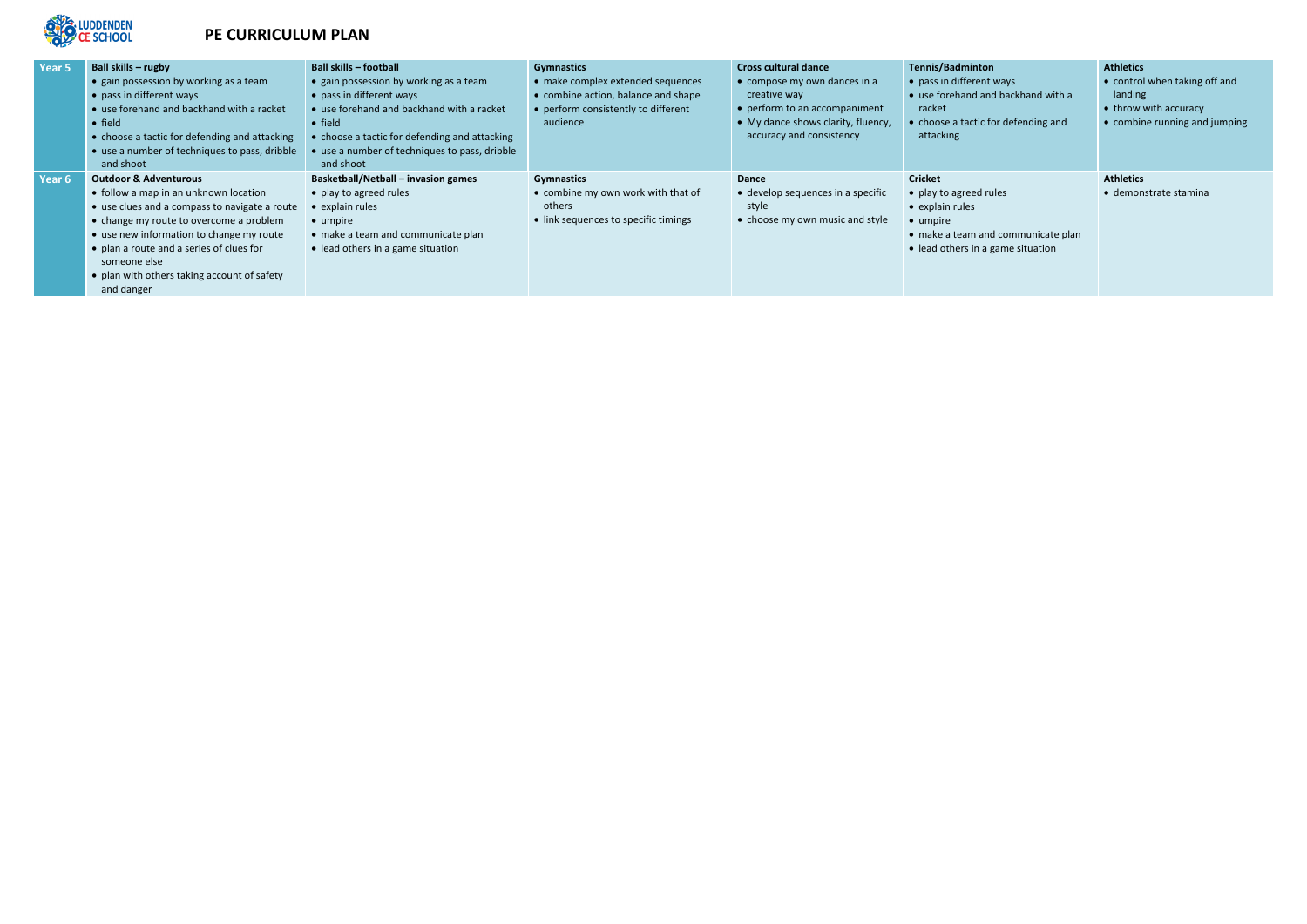# PE CURRICULUM PLAN

| | | | | | | |
|---|---|---|---|---|---|---|
| **Year 5** | **Ball skills – rugby**<br>• gain possession by working as a team<br>• pass in different ways<br>• use forehand and backhand with a racket<br>• field<br>• choose a tactic for defending and attacking<br>• use a number of techniques to pass, dribble and shoot | **Ball skills – football**<br>• gain possession by working as a team<br>• pass in different ways<br>• use forehand and backhand with a racket<br>• field<br>• choose a tactic for defending and attacking<br>• use a number of techniques to pass, dribble and shoot | **Gymnastics**<br>• make complex extended sequences<br>• combine action, balance and shape<br>• perform consistently to different audience | **Cross cultural dance**<br>• compose my own dances in a creative way<br>• perform to an accompaniment<br>• My dance shows clarity, fluency, accuracy and consistency | **Tennis/Badminton**<br>• pass in different ways<br>• use forehand and backhand with a racket<br>• choose a tactic for defending and attacking | **Athletics**<br>• control when taking off and landing<br>• throw with accuracy<br>• combine running and jumping |
| **Year 6** | **Outdoor & Adventurous**<br>• follow a map in an unknown location<br>• use clues and a compass to navigate a route<br>• change my route to overcome a problem<br>• use new information to change my route<br>• plan a route and a series of clues for someone else<br>• plan with others taking account of safety and danger | **Basketball/Netball – invasion games**<br>• play to agreed rules<br>• explain rules<br>• umpire<br>• make a team and communicate plan<br>• lead others in a game situation | **Gymnastics**<br>• combine my own work with that of others<br>• link sequences to specific timings | **Dance**<br>• develop sequences in a specific style<br>• choose my own music and style | **Cricket**<br>• play to agreed rules<br>• explain rules<br>• umpire<br>• make a team and communicate plan<br>• lead others in a game situation | **Athletics**<br>• demonstrate stamina |